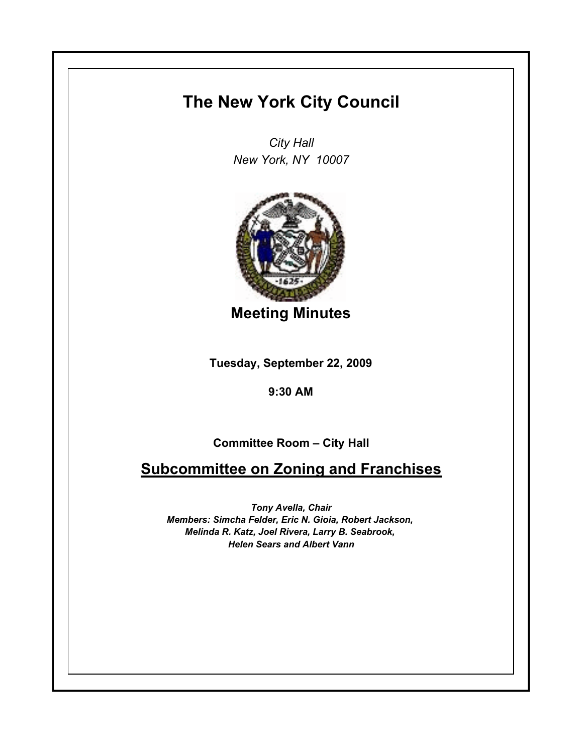# The New York City Council

*City Hall*
*New York, NY 10007*

## Meeting Minutes

**Tuesday, September 22, 2009**

**9:30 AM**

**Committee Room – City Hall**

## Subcommittee on Zoning and Franchises

*Tony Avella, Chair*
*Members: Simcha Felder, Eric N. Gioia, Robert Jackson, Melinda R. Katz, Joel Rivera, Larry B. Seabrook, Helen Sears and Albert Vann*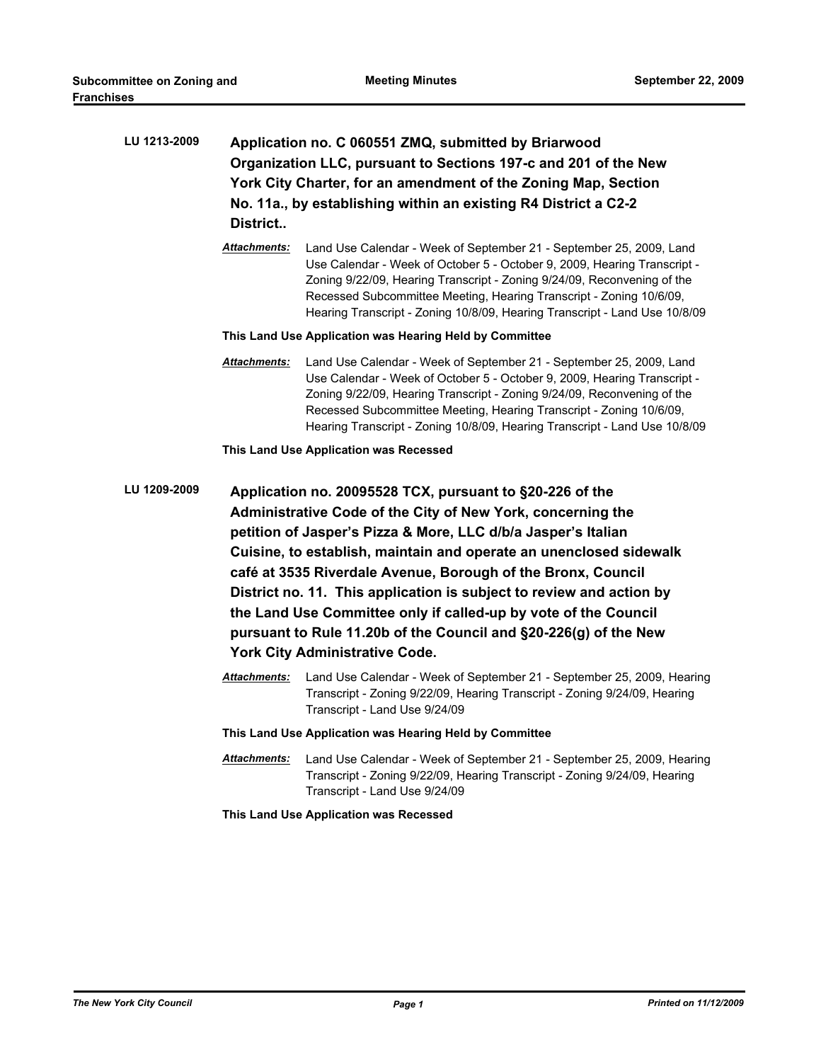**LU 1213-2009** **Application no. C 060551 ZMQ, submitted by Briarwood Organization LLC, pursuant to Sections 197-c and 201 of the New York City Charter, for an amendment of the Zoning Map, Section No. 11a., by establishing within an existing R4 District a C2-2 District..**

***Attachments:*** Land Use Calendar - Week of September 21 - September 25, 2009, Land Use Calendar - Week of October 5 - October 9, 2009, Hearing Transcript - Zoning 9/22/09, Hearing Transcript - Zoning 9/24/09, Reconvening of the Recessed Subcommittee Meeting, Hearing Transcript - Zoning 10/6/09, Hearing Transcript - Zoning 10/8/09, Hearing Transcript - Land Use 10/8/09

**This Land Use Application was Hearing Held by Committee**

***Attachments:*** Land Use Calendar - Week of September 21 - September 25, 2009, Land Use Calendar - Week of October 5 - October 9, 2009, Hearing Transcript - Zoning 9/22/09, Hearing Transcript - Zoning 9/24/09, Reconvening of the Recessed Subcommittee Meeting, Hearing Transcript - Zoning 10/6/09, Hearing Transcript - Zoning 10/8/09, Hearing Transcript - Land Use 10/8/09

**This Land Use Application was Recessed**

**LU 1209-2009** **Application no. 20095528 TCX, pursuant to §20-226 of the Administrative Code of the City of New York, concerning the petition of Jasper's Pizza & More, LLC d/b/a Jasper's Italian Cuisine, to establish, maintain and operate an unenclosed sidewalk café at 3535 Riverdale Avenue, Borough of the Bronx, Council District no. 11. This application is subject to review and action by the Land Use Committee only if called-up by vote of the Council pursuant to Rule 11.20b of the Council and §20-226(g) of the New York City Administrative Code.**

***Attachments:*** Land Use Calendar - Week of September 21 - September 25, 2009, Hearing Transcript - Zoning 9/22/09, Hearing Transcript - Zoning 9/24/09, Hearing Transcript - Land Use 9/24/09

**This Land Use Application was Hearing Held by Committee**

***Attachments:*** Land Use Calendar - Week of September 21 - September 25, 2009, Hearing Transcript - Zoning 9/22/09, Hearing Transcript - Zoning 9/24/09, Hearing Transcript - Land Use 9/24/09

**This Land Use Application was Recessed**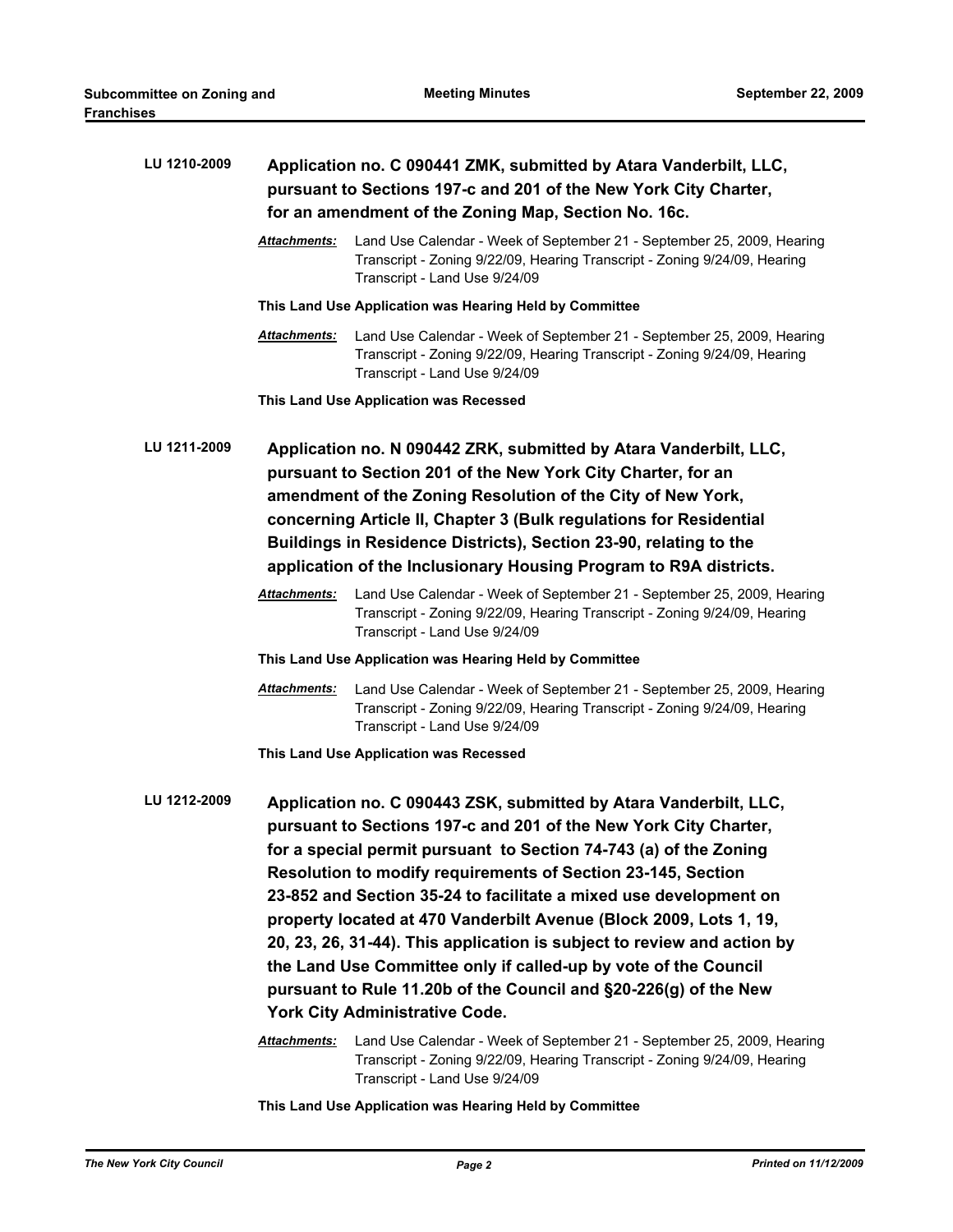**LU 1210-2009** **Application no. C 090441 ZMK, submitted by Atara Vanderbilt, LLC, pursuant to Sections 197-c and 201 of the New York City Charter, for an amendment of the Zoning Map, Section No. 16c.**

***Attachments:*** Land Use Calendar - Week of September 21 - September 25, 2009, Hearing Transcript - Zoning 9/22/09, Hearing Transcript - Zoning 9/24/09, Hearing Transcript - Land Use 9/24/09

**This Land Use Application was Hearing Held by Committee**

***Attachments:*** Land Use Calendar - Week of September 21 - September 25, 2009, Hearing Transcript - Zoning 9/22/09, Hearing Transcript - Zoning 9/24/09, Hearing Transcript - Land Use 9/24/09

**This Land Use Application was Recessed**

**LU 1211-2009** **Application no. N 090442 ZRK, submitted by Atara Vanderbilt, LLC, pursuant to Section 201 of the New York City Charter, for an amendment of the Zoning Resolution of the City of New York, concerning Article II, Chapter 3 (Bulk regulations for Residential Buildings in Residence Districts), Section 23-90, relating to the application of the Inclusionary Housing Program to R9A districts.**

***Attachments:*** Land Use Calendar - Week of September 21 - September 25, 2009, Hearing Transcript - Zoning 9/22/09, Hearing Transcript - Zoning 9/24/09, Hearing Transcript - Land Use 9/24/09

**This Land Use Application was Hearing Held by Committee**

***Attachments:*** Land Use Calendar - Week of September 21 - September 25, 2009, Hearing Transcript - Zoning 9/22/09, Hearing Transcript - Zoning 9/24/09, Hearing Transcript - Land Use 9/24/09

**This Land Use Application was Recessed**

**LU 1212-2009** **Application no. C 090443 ZSK, submitted by Atara Vanderbilt, LLC, pursuant to Sections 197-c and 201 of the New York City Charter, for a special permit pursuant to Section 74-743 (a) of the Zoning Resolution to modify requirements of Section 23-145, Section 23-852 and Section 35-24 to facilitate a mixed use development on property located at 470 Vanderbilt Avenue (Block 2009, Lots 1, 19, 20, 23, 26, 31-44). This application is subject to review and action by the Land Use Committee only if called-up by vote of the Council pursuant to Rule 11.20b of the Council and §20-226(g) of the New York City Administrative Code.**

***Attachments:*** Land Use Calendar - Week of September 21 - September 25, 2009, Hearing Transcript - Zoning 9/22/09, Hearing Transcript - Zoning 9/24/09, Hearing Transcript - Land Use 9/24/09

**This Land Use Application was Hearing Held by Committee**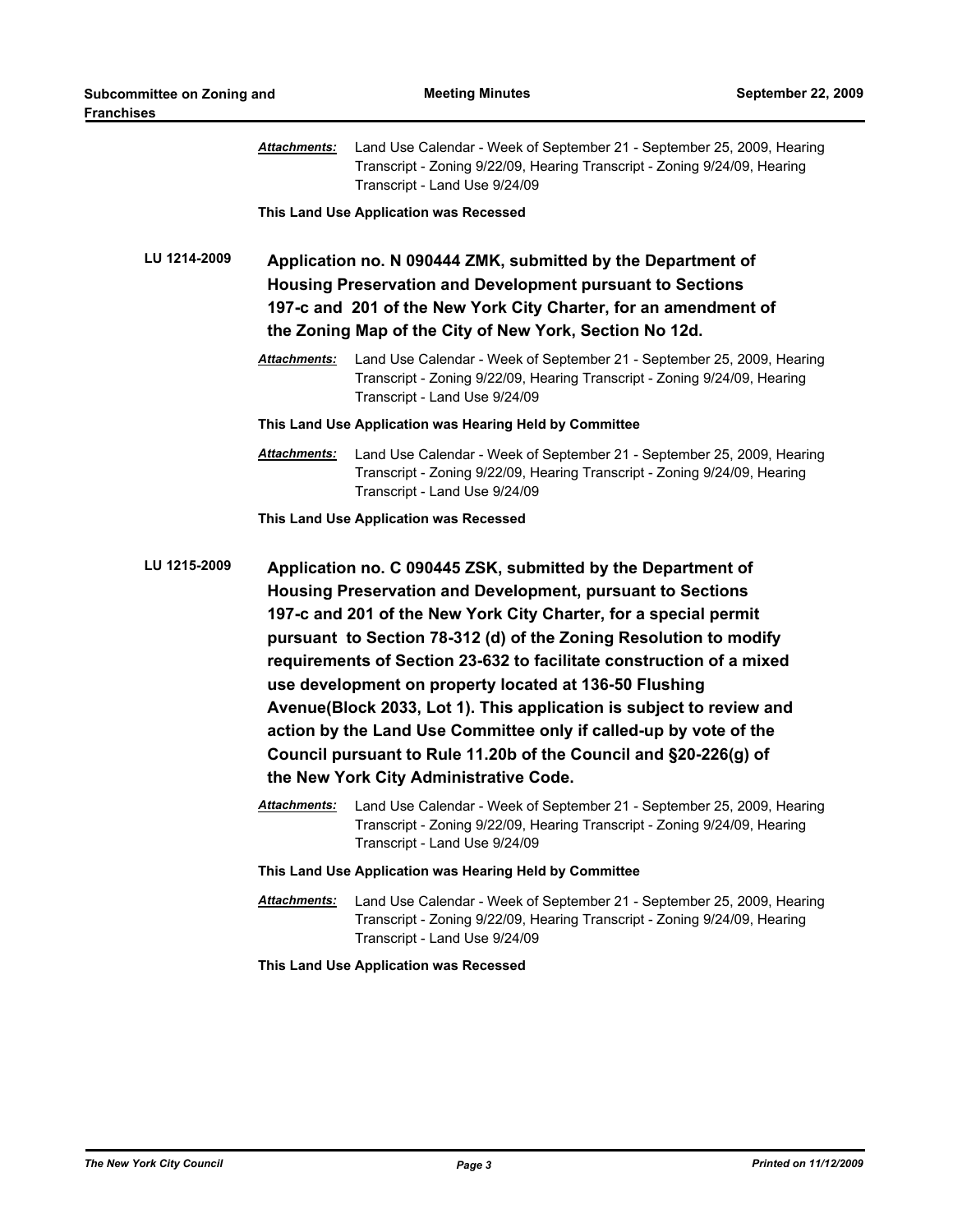***Attachments:*** Land Use Calendar - Week of September 21 - September 25, 2009, Hearing Transcript - Zoning 9/22/09, Hearing Transcript - Zoning 9/24/09, Hearing Transcript - Land Use 9/24/09

**This Land Use Application was Recessed**

**LU 1214-2009** **Application no. N 090444 ZMK, submitted by the Department of Housing Preservation and Development pursuant to Sections 197-c and 201 of the New York City Charter, for an amendment of the Zoning Map of the City of New York, Section No 12d.**

***Attachments:*** Land Use Calendar - Week of September 21 - September 25, 2009, Hearing Transcript - Zoning 9/22/09, Hearing Transcript - Zoning 9/24/09, Hearing Transcript - Land Use 9/24/09

**This Land Use Application was Hearing Held by Committee**

***Attachments:*** Land Use Calendar - Week of September 21 - September 25, 2009, Hearing Transcript - Zoning 9/22/09, Hearing Transcript - Zoning 9/24/09, Hearing Transcript - Land Use 9/24/09

**This Land Use Application was Recessed**

**LU 1215-2009** **Application no. C 090445 ZSK, submitted by the Department of Housing Preservation and Development, pursuant to Sections 197-c and 201 of the New York City Charter, for a special permit pursuant to Section 78-312 (d) of the Zoning Resolution to modify requirements of Section 23-632 to facilitate construction of a mixed use development on property located at 136-50 Flushing Avenue(Block 2033, Lot 1). This application is subject to review and action by the Land Use Committee only if called-up by vote of the Council pursuant to Rule 11.20b of the Council and §20-226(g) of the New York City Administrative Code.**

***Attachments:*** Land Use Calendar - Week of September 21 - September 25, 2009, Hearing Transcript - Zoning 9/22/09, Hearing Transcript - Zoning 9/24/09, Hearing Transcript - Land Use 9/24/09

**This Land Use Application was Hearing Held by Committee**

***Attachments:*** Land Use Calendar - Week of September 21 - September 25, 2009, Hearing Transcript - Zoning 9/22/09, Hearing Transcript - Zoning 9/24/09, Hearing Transcript - Land Use 9/24/09

**This Land Use Application was Recessed**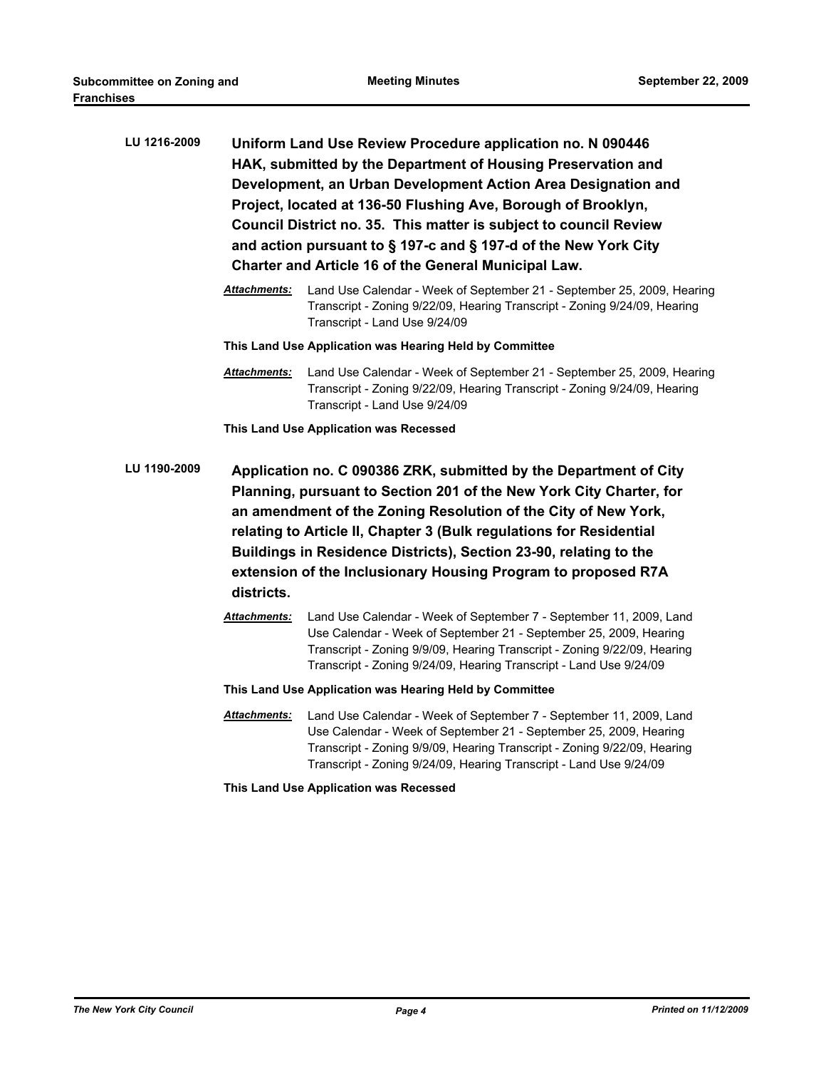**LU 1216-2009** **Uniform Land Use Review Procedure application no. N 090446 HAK, submitted by the Department of Housing Preservation and Development, an Urban Development Action Area Designation and Project, located at 136-50 Flushing Ave, Borough of Brooklyn, Council District no. 35. This matter is subject to council Review and action pursuant to § 197-c and § 197-d of the New York City Charter and Article 16 of the General Municipal Law.**

***Attachments:*** Land Use Calendar - Week of September 21 - September 25, 2009, Hearing Transcript - Zoning 9/22/09, Hearing Transcript - Zoning 9/24/09, Hearing Transcript - Land Use 9/24/09

**This Land Use Application was Hearing Held by Committee**

***Attachments:*** Land Use Calendar - Week of September 21 - September 25, 2009, Hearing Transcript - Zoning 9/22/09, Hearing Transcript - Zoning 9/24/09, Hearing Transcript - Land Use 9/24/09

**This Land Use Application was Recessed**

**LU 1190-2009** **Application no. C 090386 ZRK, submitted by the Department of City Planning, pursuant to Section 201 of the New York City Charter, for an amendment of the Zoning Resolution of the City of New York, relating to Article II, Chapter 3 (Bulk regulations for Residential Buildings in Residence Districts), Section 23-90, relating to the extension of the Inclusionary Housing Program to proposed R7A districts.**

***Attachments:*** Land Use Calendar - Week of September 7 - September 11, 2009, Land Use Calendar - Week of September 21 - September 25, 2009, Hearing Transcript - Zoning 9/9/09, Hearing Transcript - Zoning 9/22/09, Hearing Transcript - Zoning 9/24/09, Hearing Transcript - Land Use 9/24/09

**This Land Use Application was Hearing Held by Committee**

***Attachments:*** Land Use Calendar - Week of September 7 - September 11, 2009, Land Use Calendar - Week of September 21 - September 25, 2009, Hearing Transcript - Zoning 9/9/09, Hearing Transcript - Zoning 9/22/09, Hearing Transcript - Zoning 9/24/09, Hearing Transcript - Land Use 9/24/09

**This Land Use Application was Recessed**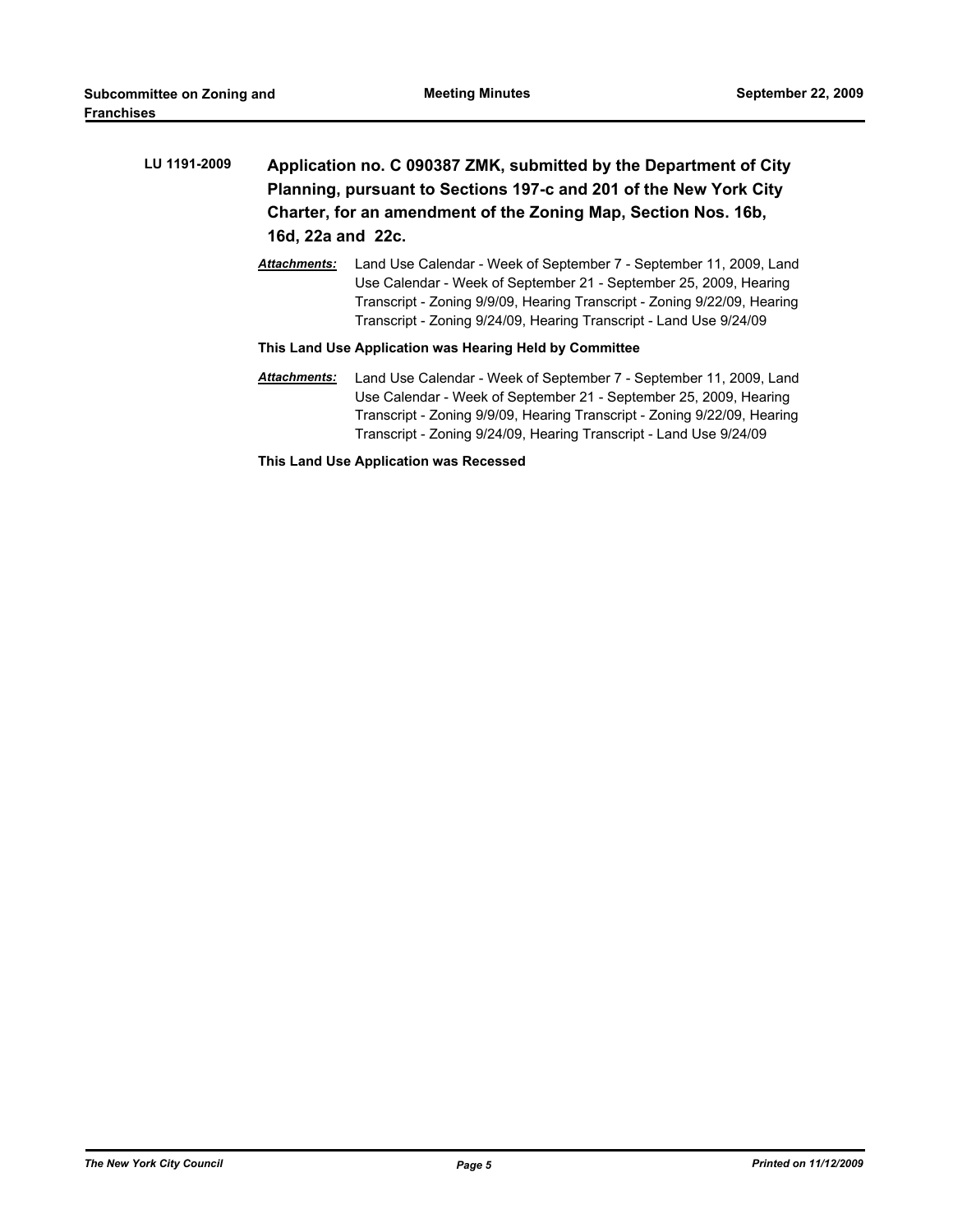**LU 1191-2009** **Application no. C 090387 ZMK, submitted by the Department of City Planning, pursuant to Sections 197-c and 201 of the New York City Charter, for an amendment of the Zoning Map, Section Nos. 16b, 16d, 22a and 22c.**

***Attachments:*** Land Use Calendar - Week of September 7 - September 11, 2009, Land Use Calendar - Week of September 21 - September 25, 2009, Hearing Transcript - Zoning 9/9/09, Hearing Transcript - Zoning 9/22/09, Hearing Transcript - Zoning 9/24/09, Hearing Transcript - Land Use 9/24/09

**This Land Use Application was Hearing Held by Committee**

***Attachments:*** Land Use Calendar - Week of September 7 - September 11, 2009, Land Use Calendar - Week of September 21 - September 25, 2009, Hearing Transcript - Zoning 9/9/09, Hearing Transcript - Zoning 9/22/09, Hearing Transcript - Zoning 9/24/09, Hearing Transcript - Land Use 9/24/09

**This Land Use Application was Recessed**